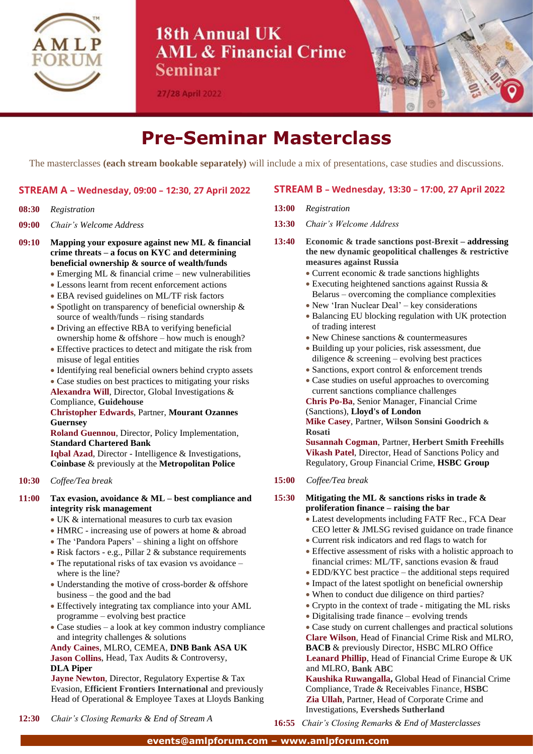# 18th Annual UK AML & Financial Crime Seminar

27/28 April 2022

# Pre-Seminar Masterclass

The masterclasses **(each stream bookable separately)** will include a mix of presentations, case studies and discussions.

## STREAM A – Wednesday, 09:00 – 12:30, 27 April 2022

**08:30** *Registration*

**09:00** *Chair's Welcome Address*

**09:10** **Mapping your exposure against new ML & financial crime threats – a focus on KYC and determining beneficial ownership & source of wealth/funds**

- Emerging ML & financial crime – new vulnerabilities
- Lessons learnt from recent enforcement actions
- EBA revised guidelines on ML/TF risk factors
- Spotlight on transparency of beneficial ownership & source of wealth/funds – rising standards
- Driving an effective RBA to verifying beneficial ownership home & offshore – how much is enough?
- Effective practices to detect and mitigate the risk from misuse of legal entities
- Identifying real beneficial owners behind crypto assets
- Case studies on best practices to mitigating your risks

**Alexandra Will**, Director, Global Investigations & Compliance, **Guidehouse**
**Christopher Edwards**, Partner, **Mourant Ozannes Guernsey**
**Roland Guennou**, Director, Policy Implementation, **Standard Chartered Bank**
**Iqbal Azad**, Director - Intelligence & Investigations, **Coinbase** & previously at the **Metropolitan Police**

**10:30** *Coffee/Tea break*

**11:00** **Tax evasion, avoidance & ML – best compliance and integrity risk management**

- UK & international measures to curb tax evasion
- HMRC - increasing use of powers at home & abroad
- The 'Pandora Papers' – shining a light on offshore
- Risk factors - e.g., Pillar 2 & substance requirements
- The reputational risks of tax evasion vs avoidance – where is the line?
- Understanding the motive of cross-border & offshore business – the good and the bad
- Effectively integrating tax compliance into your AML programme – evolving best practice
- Case studies – a look at key common industry compliance and integrity challenges & solutions

**Andy Caines**, MLRO, CEMEA, **DNB Bank ASA UK**
**Jason Collins**, Head, Tax Audits & Controversy, **DLA Piper**
**Jayne Newton**, Director, Regulatory Expertise & Tax Evasion, **Efficient Frontiers International** and previously Head of Operational & Employee Taxes at Lloyds Banking

**12:30** *Chair's Closing Remarks & End of Stream A*

## STREAM B – Wednesday, 13:30 – 17:00, 27 April 2022

**13:00** *Registration*

**13:30** *Chair's Welcome Address*

**13:40** **Economic & trade sanctions post-Brexit – addressing the new dynamic geopolitical challenges & restrictive measures against Russia**

- Current economic & trade sanctions highlights
- Executing heightened sanctions against Russia & Belarus – overcoming the compliance complexities
- New 'Iran Nuclear Deal' – key considerations
- Balancing EU blocking regulation with UK protection of trading interest
- New Chinese sanctions & countermeasures
- Building up your policies, risk assessment, due diligence & screening – evolving best practices
- Sanctions, export control & enforcement trends
- Case studies on useful approaches to overcoming current sanctions compliance challenges

**Chris Po-Ba**, Senior Manager, Financial Crime (Sanctions), **Lloyd's of London**
**Mike Casey**, Partner, **Wilson Sonsini Goodrich & Rosati**
**Susannah Cogman**, Partner, **Herbert Smith Freehills**
**Vikash Patel**, Director, Head of Sanctions Policy and Regulatory, Group Financial Crime, **HSBC Group**

**15:00** *Coffee/Tea break*

**15:30** **Mitigating the ML & sanctions risks in trade & proliferation finance – raising the bar**

- Latest developments including FATF Rec., FCA Dear CEO letter & JMLSG revised guidance on trade finance
- Current risk indicators and red flags to watch for
- Effective assessment of risks with a holistic approach to financial crimes: ML/TF, sanctions evasion & fraud
- EDD/KYC best practice – the additional steps required
- Impact of the latest spotlight on beneficial ownership
- When to conduct due diligence on third parties?
- Crypto in the context of trade - mitigating the ML risks
- Digitalising trade finance – evolving trends
- Case study on current challenges and practical solutions

**Clare Wilson**, Head of Financial Crime Risk and MLRO, **BACB** & previously Director, HSBC MLRO Office
**Leanard Phillip**, Head of Financial Crime Europe & UK and MLRO, **Bank ABC**
**Kaushika Ruwangalla,** Global Head of Financial Crime Compliance, Trade & Receivables Finance, **HSBC**
**Zia Ullah**, Partner, Head of Corporate Crime and Investigations, **Eversheds Sutherland**

**16:55** *Chair's Closing Remarks & End of Masterclasses*

events@amlpforum.com – www.amlpforum.com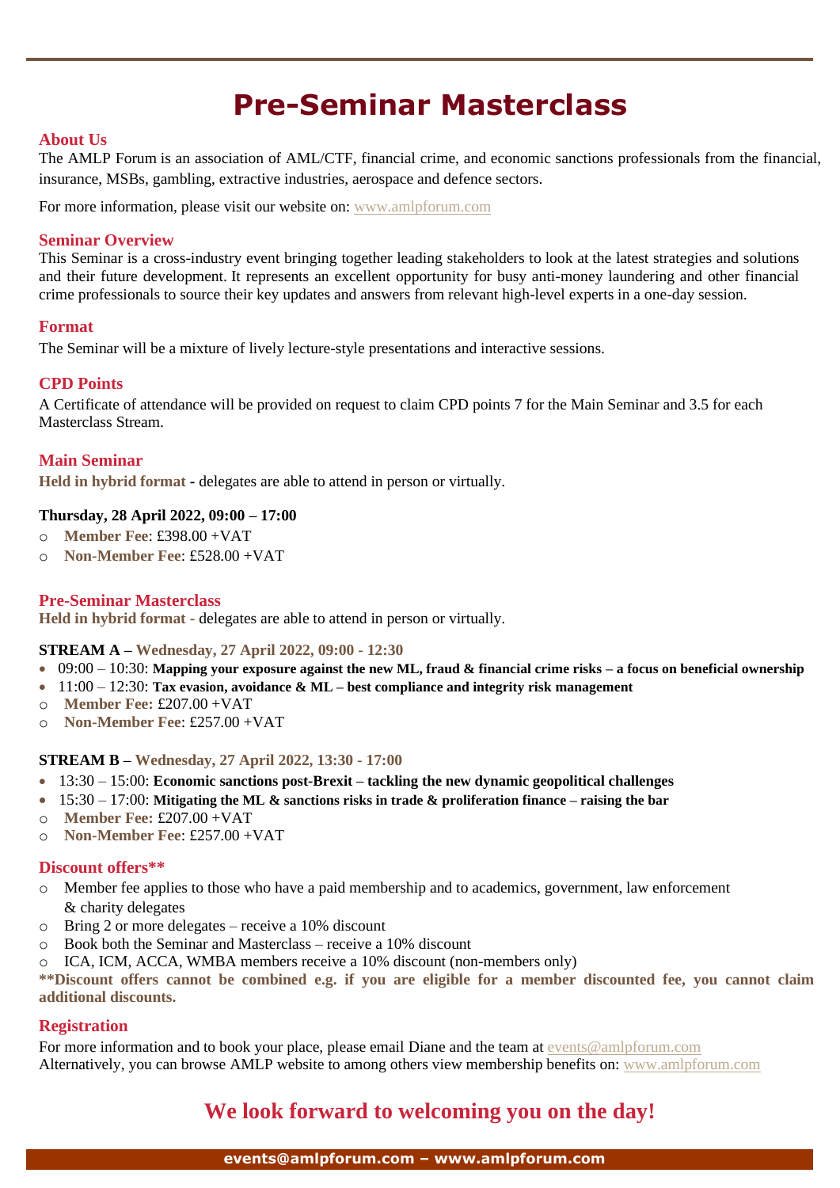# Pre-Seminar Masterclass

## About Us

The AMLP Forum is an association of AML/CTF, financial crime, and economic sanctions professionals from the financial, insurance, MSBs, gambling, extractive industries, aerospace and defence sectors.

For more information, please visit our website on: www.amlpforum.com

## Seminar Overview

This Seminar is a cross-industry event bringing together leading stakeholders to look at the latest strategies and solutions and their future development. It represents an excellent opportunity for busy anti-money laundering and other financial crime professionals to source their key updates and answers from relevant high-level experts in a one-day session.

## Format

The Seminar will be a mixture of lively lecture-style presentations and interactive sessions.

## CPD Points

A Certificate of attendance will be provided on request to claim CPD points 7 for the Main Seminar and 3.5 for each Masterclass Stream.

## Main Seminar

**Held in hybrid format -** delegates are able to attend in person or virtually.

**Thursday, 28 April 2022, 09:00 – 17:00**

- **Member Fee**: £398.00 +VAT
- **Non-Member Fee**: £528.00 +VAT

## Pre-Seminar Masterclass

**Held in hybrid format -** delegates are able to attend in person or virtually.

**STREAM A – Wednesday, 27 April 2022, 09:00 - 12:30**

- 09:00 – 10:30: **Mapping your exposure against the new ML, fraud & financial crime risks – a focus on beneficial ownership**
- 11:00 – 12:30: **Tax evasion, avoidance & ML – best compliance and integrity risk management**
- **Member Fee:** £207.00 +VAT
- **Non-Member Fee**: £257.00 +VAT

**STREAM B – Wednesday, 27 April 2022, 13:30 - 17:00**

- 13:30 – 15:00: **Economic sanctions post-Brexit – tackling the new dynamic geopolitical challenges**
- 15:30 – 17:00: **Mitigating the ML & sanctions risks in trade & proliferation finance – raising the bar**
- **Member Fee:** £207.00 +VAT
- **Non-Member Fee**: £257.00 +VAT

## Discount offers**

- Member fee applies to those who have a paid membership and to academics, government, law enforcement & charity delegates
- Bring 2 or more delegates – receive a 10% discount
- Book both the Seminar and Masterclass – receive a 10% discount
- ICA, ICM, ACCA, WMBA members receive a 10% discount (non-members only)

****Discount offers cannot be combined e.g. if you are eligible for a member discounted fee, you cannot claim additional discounts.**

## Registration

For more information and to book your place, please email Diane and the team at events@amlpforum.com
Alternatively, you can browse AMLP website to among others view membership benefits on: www.amlpforum.com

## We look forward to welcoming you on the day!

**events@amlpforum.com – www.amlpforum.com**